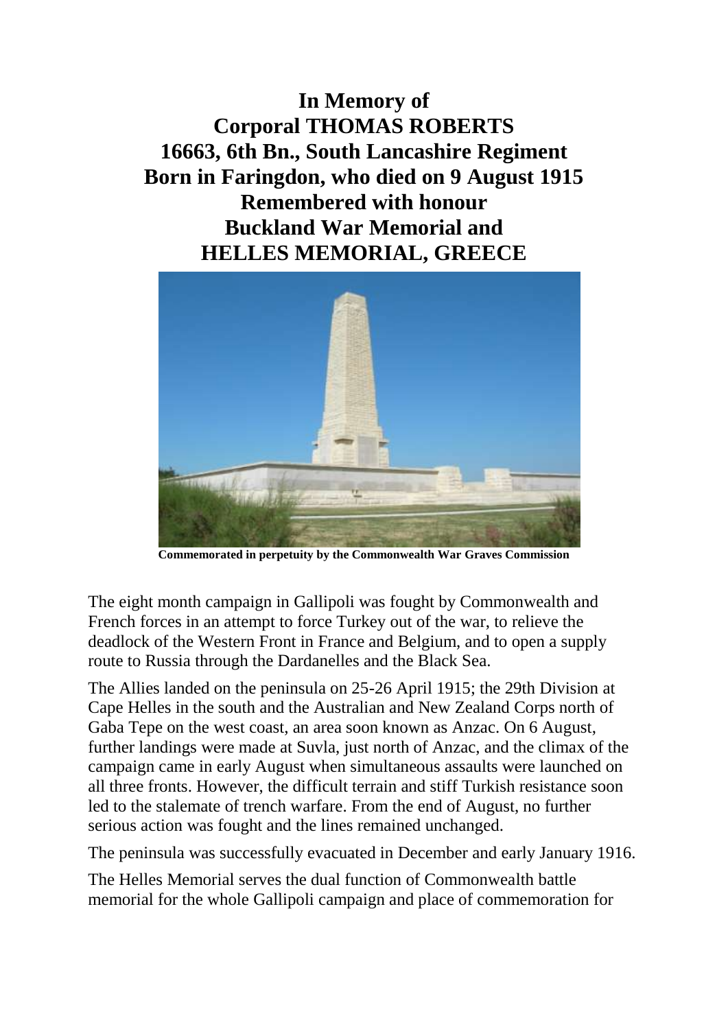# In Memory of
# Corporal THOMAS ROBERTS
# 16663, 6th Bn., South Lancashire Regiment
# Born in Faringdon, who died on 9 August 1915
# Remembered with honour
# Buckland War Memorial and
# HELLES MEMORIAL, GREECE

**Commemorated in perpetuity by the Commonwealth War Graves Commission**

The eight month campaign in Gallipoli was fought by Commonwealth and French forces in an attempt to force Turkey out of the war, to relieve the deadlock of the Western Front in France and Belgium, and to open a supply route to Russia through the Dardanelles and the Black Sea.

The Allies landed on the peninsula on 25-26 April 1915; the 29th Division at Cape Helles in the south and the Australian and New Zealand Corps north of Gaba Tepe on the west coast, an area soon known as Anzac. On 6 August, further landings were made at Suvla, just north of Anzac, and the climax of the campaign came in early August when simultaneous assaults were launched on all three fronts. However, the difficult terrain and stiff Turkish resistance soon led to the stalemate of trench warfare. From the end of August, no further serious action was fought and the lines remained unchanged.

The peninsula was successfully evacuated in December and early January 1916.

The Helles Memorial serves the dual function of Commonwealth battle memorial for the whole Gallipoli campaign and place of commemoration for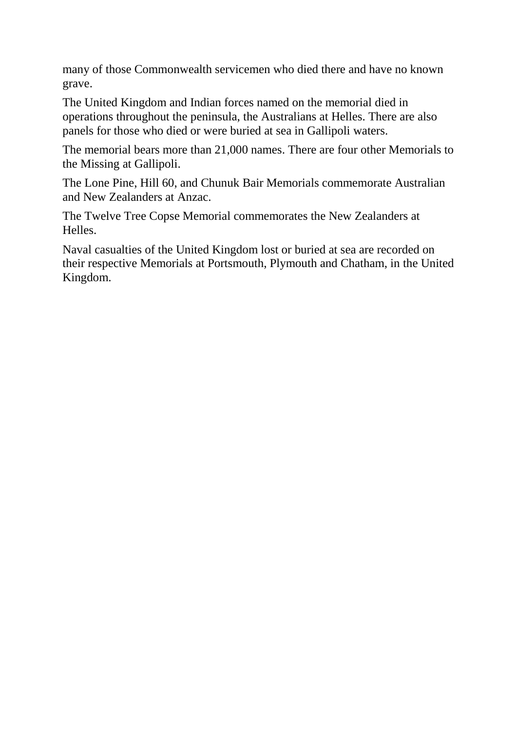many of those Commonwealth servicemen who died there and have no known grave.

The United Kingdom and Indian forces named on the memorial died in operations throughout the peninsula, the Australians at Helles. There are also panels for those who died or were buried at sea in Gallipoli waters.

The memorial bears more than 21,000 names. There are four other Memorials to the Missing at Gallipoli.

The Lone Pine, Hill 60, and Chunuk Bair Memorials commemorate Australian and New Zealanders at Anzac.

The Twelve Tree Copse Memorial commemorates the New Zealanders at Helles.

Naval casualties of the United Kingdom lost or buried at sea are recorded on their respective Memorials at Portsmouth, Plymouth and Chatham, in the United Kingdom.